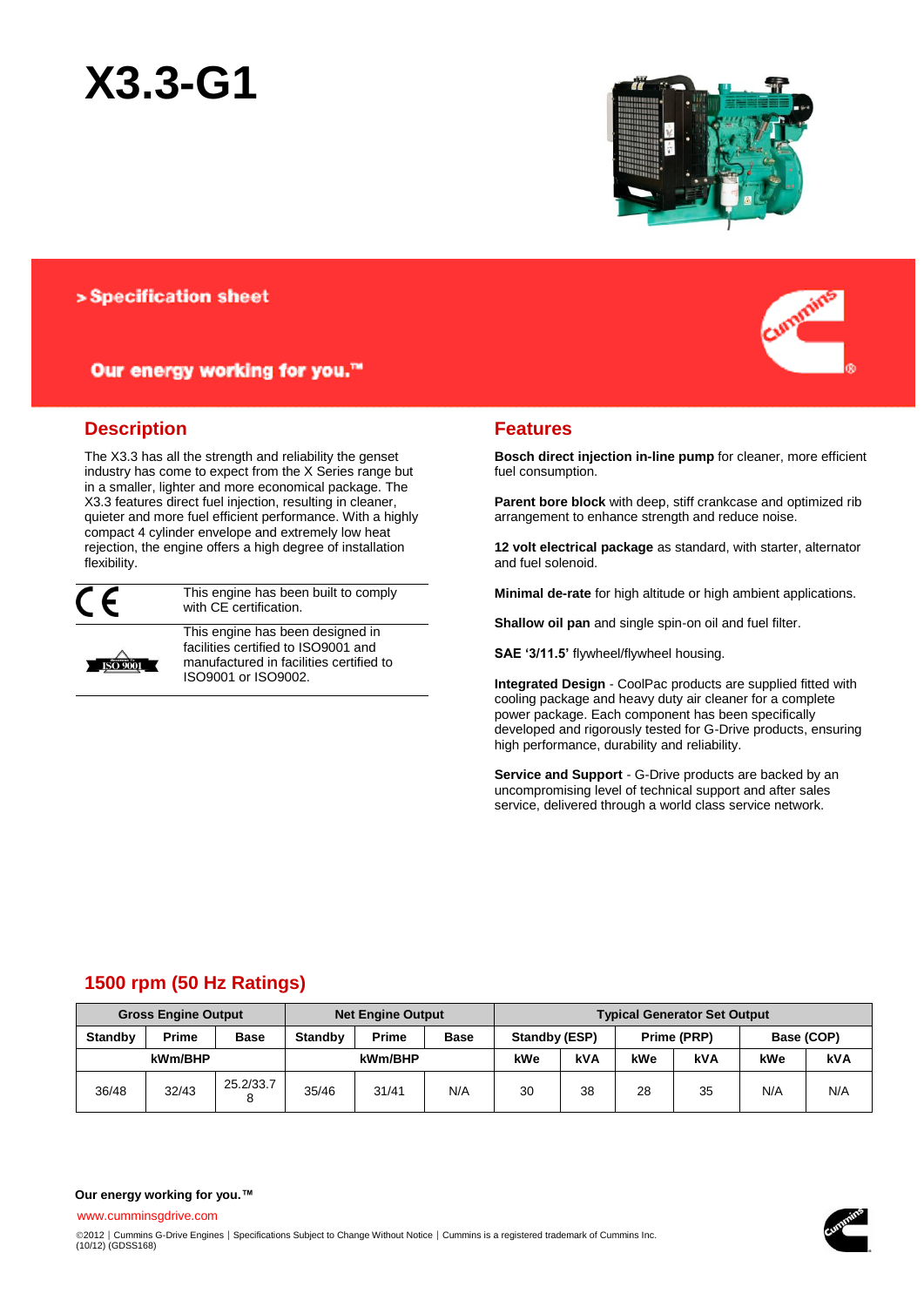# X3.3-G1

> Specification sheet

Our energy working for you.™

## Description

The X3.3 has all the strength and reliability the genset industry has come to expect from the X Series range but in a smaller, lighter and more economical package. The X3.3 features direct fuel injection, resulting in cleaner, quieter and more fuel efficient performance. With a highly compact 4 cylinder envelope and extremely low heat rejection, the engine offers a high degree of installation flexibility.

| | |
|---|---|
| CE | This engine has been built to comply with CE certification. |
| ISO 9001 | This engine has been designed in facilities certified to ISO9001 and manufactured in facilities certified to ISO9001 or ISO9002. |

## Features

**Bosch direct injection in-line pump** for cleaner, more efficient fuel consumption.

**Parent bore block** with deep, stiff crankcase and optimized rib arrangement to enhance strength and reduce noise.

**12 volt electrical package** as standard, with starter, alternator and fuel solenoid.

**Minimal de-rate** for high altitude or high ambient applications.

**Shallow oil pan** and single spin-on oil and fuel filter.

**SAE '3/11.5'** flywheel/flywheel housing.

**Integrated Design** - CoolPac products are supplied fitted with cooling package and heavy duty air cleaner for a complete power package. Each component has been specifically developed and rigorously tested for G-Drive products, ensuring high performance, durability and reliability.

**Service and Support** - G-Drive products are backed by an uncompromising level of technical support and after sales service, delivered through a world class service network.

## 1500 rpm (50 Hz Ratings)

| Gross Engine Output | | | Net Engine Output | | | Typical Generator Set Output | | | | | |
|---|---|---|---|---|---|---|---|---|---|---|---|
| Standby | Prime | Base | Standby | Prime | Base | Standby (ESP) | | Prime (PRP) | | Base (COP) | |
| kWm/BHP | | | kWm/BHP | | | kWe | kVA | kWe | kVA | kWe | kVA |
| 36/48 | 32/43 | 25.2/33.78 | 35/46 | 31/41 | N/A | 30 | 38 | 28 | 35 | N/A | N/A |

**Our energy working for you.™**

www.cumminsgdrive.com

©2012 | Cummins G-Drive Engines | Specifications Subject to Change Without Notice | Cummins is a registered trademark of Cummins Inc.
(10/12) (GDSS168)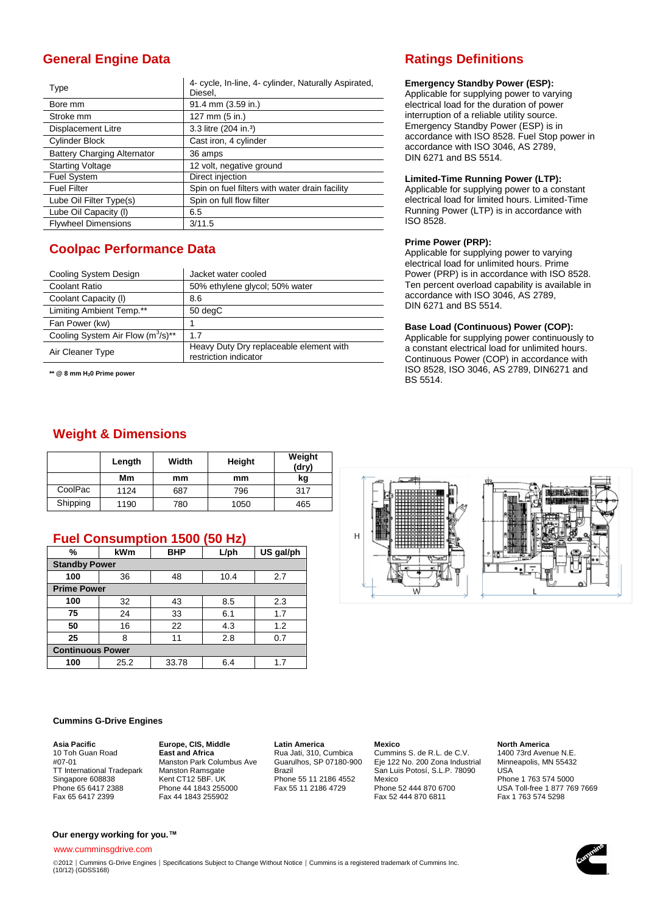## General Engine Data

| | |
|---|---|
| Type | 4- cycle, In-line, 4- cylinder, Naturally Aspirated, Diesel, |
| Bore mm | 91.4 mm (3.59 in.) |
| Stroke mm | 127 mm (5 in.) |
| Displacement Litre | 3.3 litre (204 in.$^3$) |
| Cylinder Block | Cast iron, 4 cylinder |
| Battery Charging Alternator | 36 amps |
| Starting Voltage | 12 volt, negative ground |
| Fuel System | Direct injection |
| Fuel Filter | Spin on fuel filters with water drain facility |
| Lube Oil Filter Type(s) | Spin on full flow filter |
| Lube Oil Capacity (l) | 6.5 |
| Flywheel Dimensions | 3/11.5 |

## Coolpac Performance Data

| | |
|---|---|
| Cooling System Design | Jacket water cooled |
| Coolant Ratio | 50% ethylene glycol; 50% water |
| Coolant Capacity (l) | 8.6 |
| Limiting Ambient Temp.** | 50 degC |
| Fan Power (kw) | 1 |
| Cooling System Air Flow ($m^3/s$)** | 1.7 |
| Air Cleaner Type | Heavy Duty Dry replaceable element with restriction indicator |

** @ 8 mm $H_2O$ Prime power

## Ratings Definitions

**Emergency Standby Power (ESP):**
Applicable for supplying power to varying electrical load for the duration of power interruption of a reliable utility source. Emergency Standby Power (ESP) is in accordance with ISO 8528. Fuel Stop power in accordance with ISO 3046, AS 2789, DIN 6271 and BS 5514.

**Limited-Time Running Power (LTP):**
Applicable for supplying power to a constant electrical load for limited hours. Limited-Time Running Power (LTP) is in accordance with ISO 8528.

**Prime Power (PRP):**
Applicable for supplying power to varying electrical load for unlimited hours. Prime Power (PRP) is in accordance with ISO 8528. Ten percent overload capability is available in accordance with ISO 3046, AS 2789, DIN 6271 and BS 5514.

**Base Load (Continuous) Power (COP):**
Applicable for supplying power continuously to a constant electrical load for unlimited hours. Continuous Power (COP) in accordance with ISO 8528, ISO 3046, AS 2789, DIN6271 and BS 5514.

## Weight & Dimensions

| | Length | Width | Height | Weight (dry) |
|---|---|---|---|---|
| | Mm | mm | mm | kg |
| CoolPac | 1124 | 687 | 796 | 317 |
| Shipping | 1190 | 780 | 1050 | 465 |

H

W

L

## Fuel Consumption 1500 (50 Hz)

| % | kWm | BHP | L/ph | US gal/ph |
|---|---|---|---|---|
| **Standby Power** | | | | |
| **100** | 36 | 48 | 10.4 | 2.7 |
| **Prime Power** | | | | |
| **100** | 32 | 43 | 8.5 | 2.3 |
| **75** | 24 | 33 | 6.1 | 1.7 |
| **50** | 16 | 22 | 4.3 | 1.2 |
| **25** | 8 | 11 | 2.8 | 0.7 |
| **Continuous Power** | | | | |
| **100** | 25.2 | 33.78 | 6.4 | 1.7 |

**Cummins G-Drive Engines**

**Asia Pacific**
10 Toh Guan Road
#07-01
TT International Tradepark
Singapore 608838
Phone 65 6417 2388
Fax 65 6417 2399

**Europe, CIS, Middle East and Africa**
Manston Park Columbus Ave
Manston Ramsgate
Kent CT12 5BF. UK
Phone 44 1843 255000
Fax 44 1843 255902

**Latin America**
Rua Jati, 310, Cumbica
Guarulhos, SP 07180-900
Brazil
Phone 55 11 2186 4552
Fax 55 11 2186 4729

**Mexico**
Cummins S. de R.L. de C.V.
Eje 122 No. 200 Zona Industrial
San Luis Potosí, S.L.P. 78090
Mexico
Phone 52 444 870 6700
Fax 52 444 870 6811

**North America**
1400 73rd Avenue N.E.
Minneapolis, MN 55432
USA
Phone 1 763 574 5000
USA Toll-free 1 877 769 7669
Fax 1 763 574 5298

**Our energy working for you.™**

www.cumminsgdrive.com

©2012 | Cummins G-Drive Engines | Specifications Subject to Change Without Notice | Cummins is a registered trademark of Cummins Inc.
(10/12) (GDSS168)